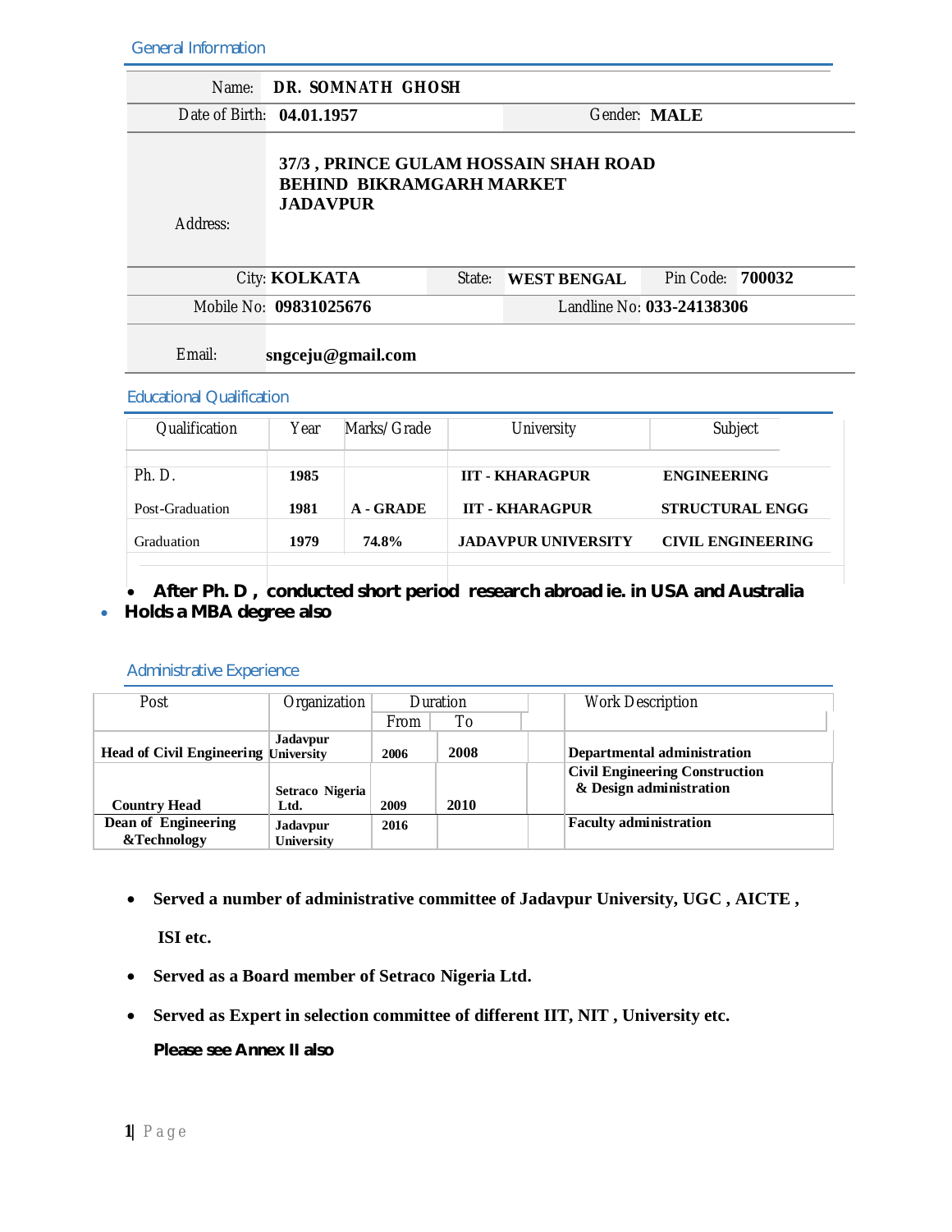## General Information

| | | | |
|---|---|---|---|
| Name: | **DR. SOMNATH GHOSH** | | |
| Date of Birth: | **04.01.1957** | Gender: | **MALE** |
| Address: | **37/3 , PRINCE GULAM HOSSAIN SHAH ROAD BEHIND BIKRAMGARH MARKET JADAVPUR** | | |
| City: **KOLKATA** | State: **WEST BENGAL** | Pin Code: | **700032** |
| Mobile No: | **09831025676** | Landline No: | **033-24138306** |
| Email: | **sngceju@gmail.com** | | |

## Educational Qualification

| Qualification | Year | Marks/Grade | University | Subject |
|---|---|---|---|---|
| Ph. D. | **1985** | | **IIT - KHARAGPUR** | **ENGINEERING** |
| Post-Graduation | **1981** | **A - GRADE** | **IIT - KHARAGPUR** | **STRUCTURAL ENGG** |
| Graduation | **1979** | **74.8%** | **JADAVPUR UNIVERSITY** | **CIVIL ENGINEERING** |

- **After Ph. D , conducted short period research abroad ie. in USA and Australia**
- **Holds a MBA degree also**

## Administrative Experience

| Post | Organization | Duration From | Duration To | Work Description |
|---|---|---|---|---|
| **Head of Civil Engineering** | **Jadavpur University** | **2006** | **2008** | **Departmental administration** |
| **Country Head** | **Setraco Nigeria Ltd.** | **2009** | **2010** | **Civil Engineering Construction & Design administration** |
| **Dean of Engineering &Technology** | **Jadavpur University** | **2016** | | **Faculty administration** |

- **Served a number of administrative committee of Jadavpur University, UGC , AICTE , ISI etc.**
- **Served as a Board member of Setraco Nigeria Ltd.**
- **Served as Expert in selection committee of different IIT, NIT , University etc.**

**Please see Annex II also**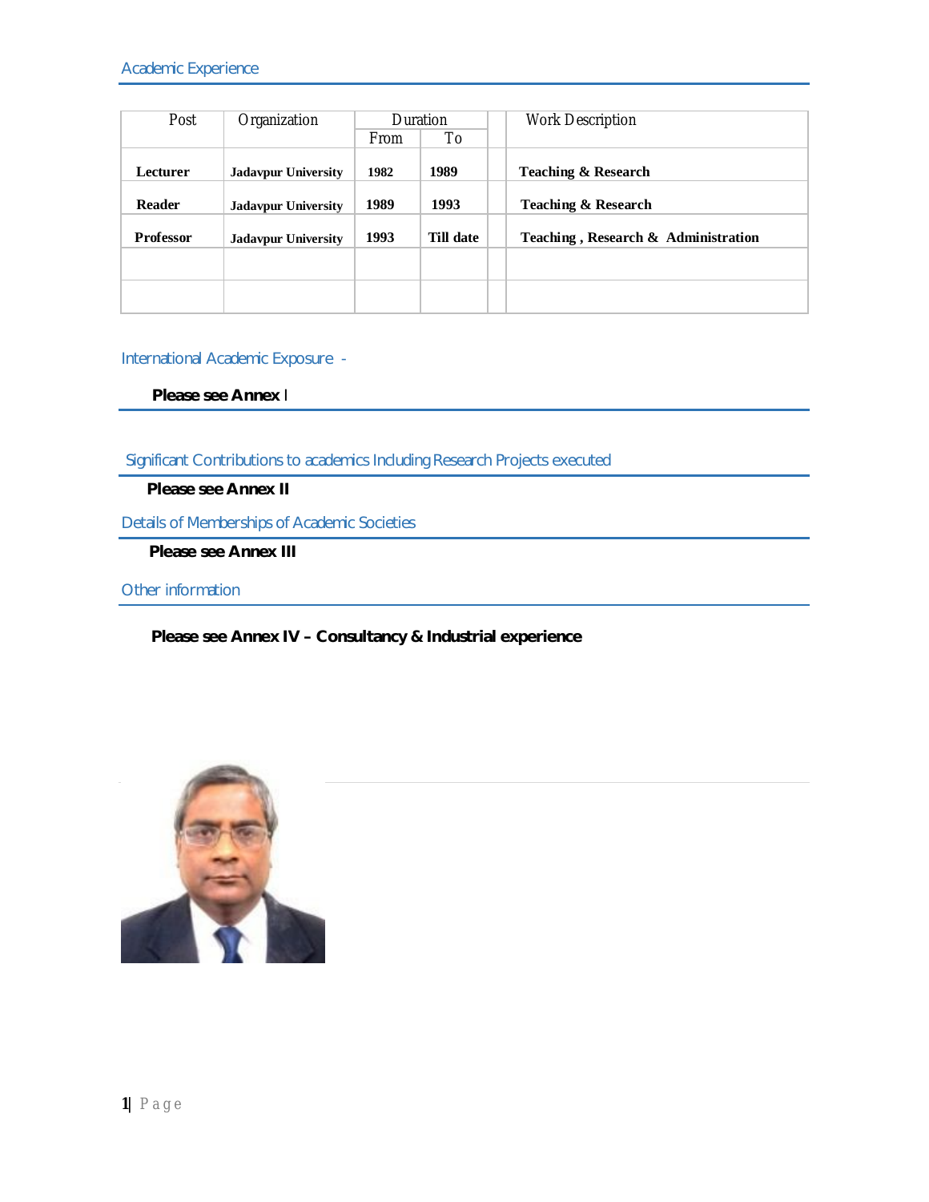## Academic Experience

| Post | Organization | Duration | | | Work Description |
|---|---|---|---|---|---|
| | | From | To | | |
| **Lecturer** | **Jadavpur University** | **1982** | **1989** | | **Teaching & Research** |
| **Reader** | **Jadavpur University** | **1989** | **1993** | | **Teaching & Research** |
| **Professor** | **Jadavpur University** | **1993** | **Till date** | | **Teaching , Research & Administration** |
| | | | | | |
| | | | | | |

## International Academic Exposure -

**Please see Annex I**

## Significant Contributions to academics Including Research Projects executed

**Please see Annex II**

## Details of Memberships of Academic Societies

**Please see Annex III**

## Other information

**Please see Annex IV – Consultancy & Industrial experience**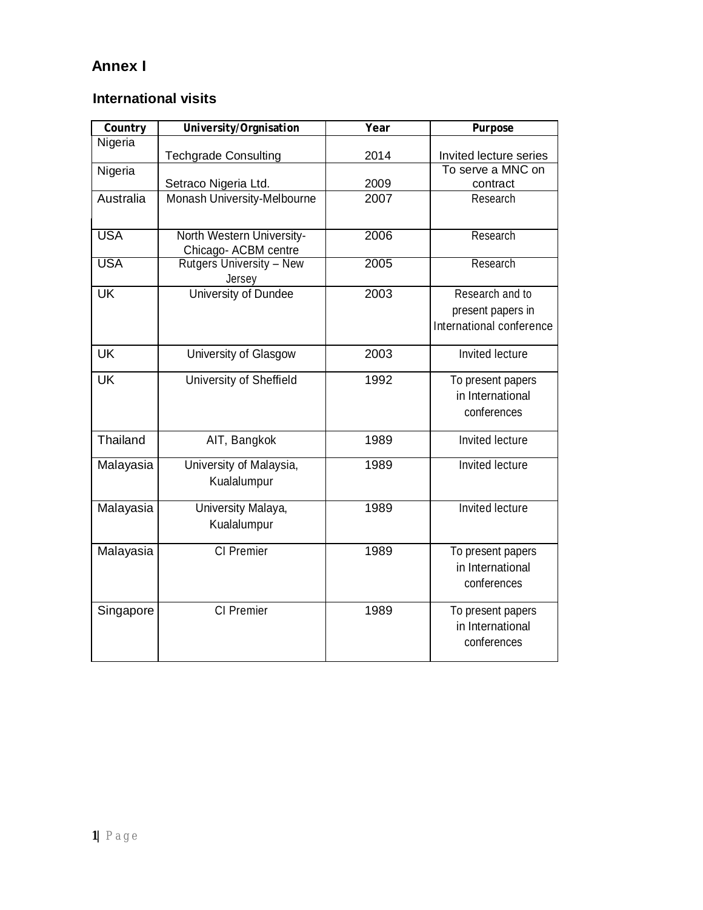# Annex I

## International visits

| Country | University/Orgnisation | Year | Purpose |
|---|---|---|---|
| Nigeria | Techgrade Consulting | 2014 | Invited lecture series |
| Nigeria | Setraco Nigeria Ltd. | 2009 | To serve a MNC on contract |
| Australia | Monash University-Melbourne | 2007 | Research |
| USA | North Western University- Chicago- ACBM centre | 2006 | Research |
| USA | Rutgers University – New Jersey | 2005 | Research |
| UK | University of Dundee | 2003 | Research and to present papers in International conference |
| UK | University of Glasgow | 2003 | Invited lecture |
| UK | University of Sheffield | 1992 | To present papers in International conferences |
| Thailand | AIT, Bangkok | 1989 | Invited lecture |
| Malayasia | University of Malaysia, Kualalumpur | 1989 | Invited lecture |
| Malayasia | University Malaya, Kualalumpur | 1989 | Invited lecture |
| Malayasia | CI Premier | 1989 | To present papers in International conferences |
| Singapore | CI Premier | 1989 | To present papers in International conferences |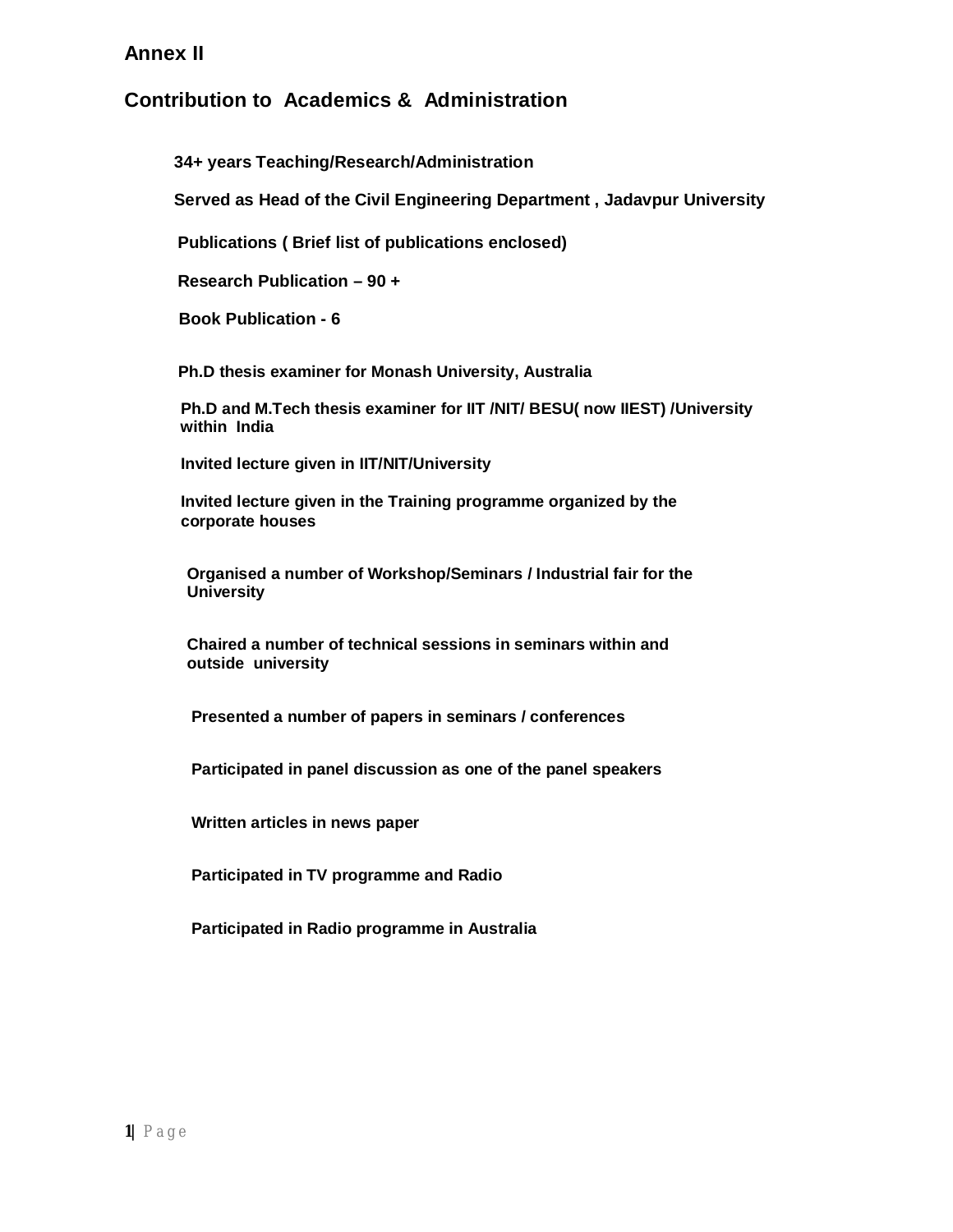# Annex II

## Contribution to Academics & Administration

**34+ years Teaching/Research/Administration**

**Served as Head of the Civil Engineering Department , Jadavpur University**

**Publications ( Brief list of publications enclosed)**

**Research Publication – 90 +**

**Book Publication - 6**

**Ph.D thesis examiner for Monash University, Australia**

**Ph.D and M.Tech thesis examiner for IIT /NIT/ BESU( now IIEST) /University within India**

**Invited lecture given in IIT/NIT/University**

**Invited lecture given in the Training programme organized by the corporate houses**

**Organised a number of Workshop/Seminars / Industrial fair for the University**

**Chaired a number of technical sessions in seminars within and outside university**

**Presented a number of papers in seminars / conferences**

**Participated in panel discussion as one of the panel speakers**

**Written articles in news paper**

**Participated in TV programme and Radio**

**Participated in Radio programme in Australia**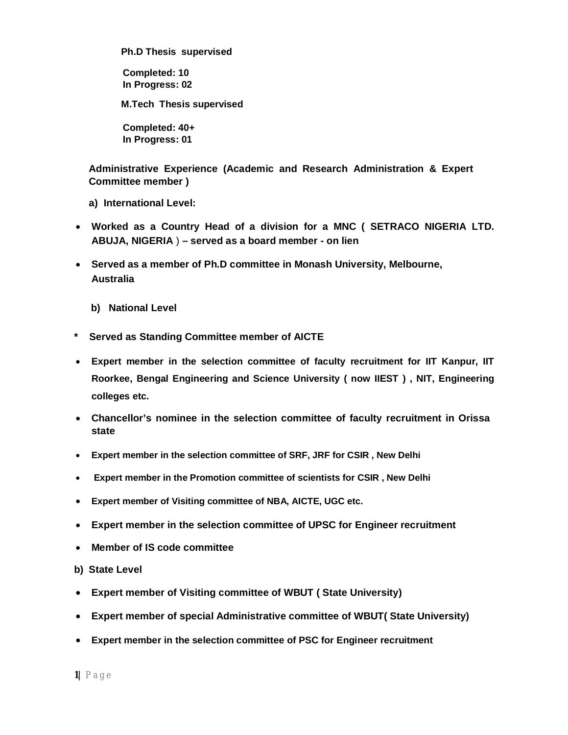**Ph.D Thesis supervised**

**Completed: 10**
**In Progress: 02**

**M.Tech Thesis supervised**

**Completed: 40+**
**In Progress: 01**

**Administrative Experience (Academic and Research Administration & Expert Committee member )**

**a) International Level:**

- **Worked as a Country Head of a division for a MNC ( SETRACO NIGERIA LTD. ABUJA, NIGERIA ) – served as a board member - on lien**
- **Served as a member of Ph.D committee in Monash University, Melbourne, Australia**

**b) National Level**

* **Served as Standing Committee member of AICTE**

- **Expert member in the selection committee of faculty recruitment for IIT Kanpur, IIT Roorkee, Bengal Engineering and Science University ( now IIEST ) , NIT, Engineering colleges etc.**
- **Chancellor's nominee in the selection committee of faculty recruitment in Orissa state**
- **Expert member in the selection committee of SRF, JRF for CSIR , New Delhi**
- **Expert member in the Promotion committee of scientists for CSIR , New Delhi**
- **Expert member of Visiting committee of NBA, AICTE, UGC etc.**
- **Expert member in the selection committee of UPSC for Engineer recruitment**
- **Member of IS code committee**

**b) State Level**

- **Expert member of Visiting committee of WBUT ( State University)**
- **Expert member of special Administrative committee of WBUT( State University)**
- **Expert member in the selection committee of PSC for Engineer recruitment**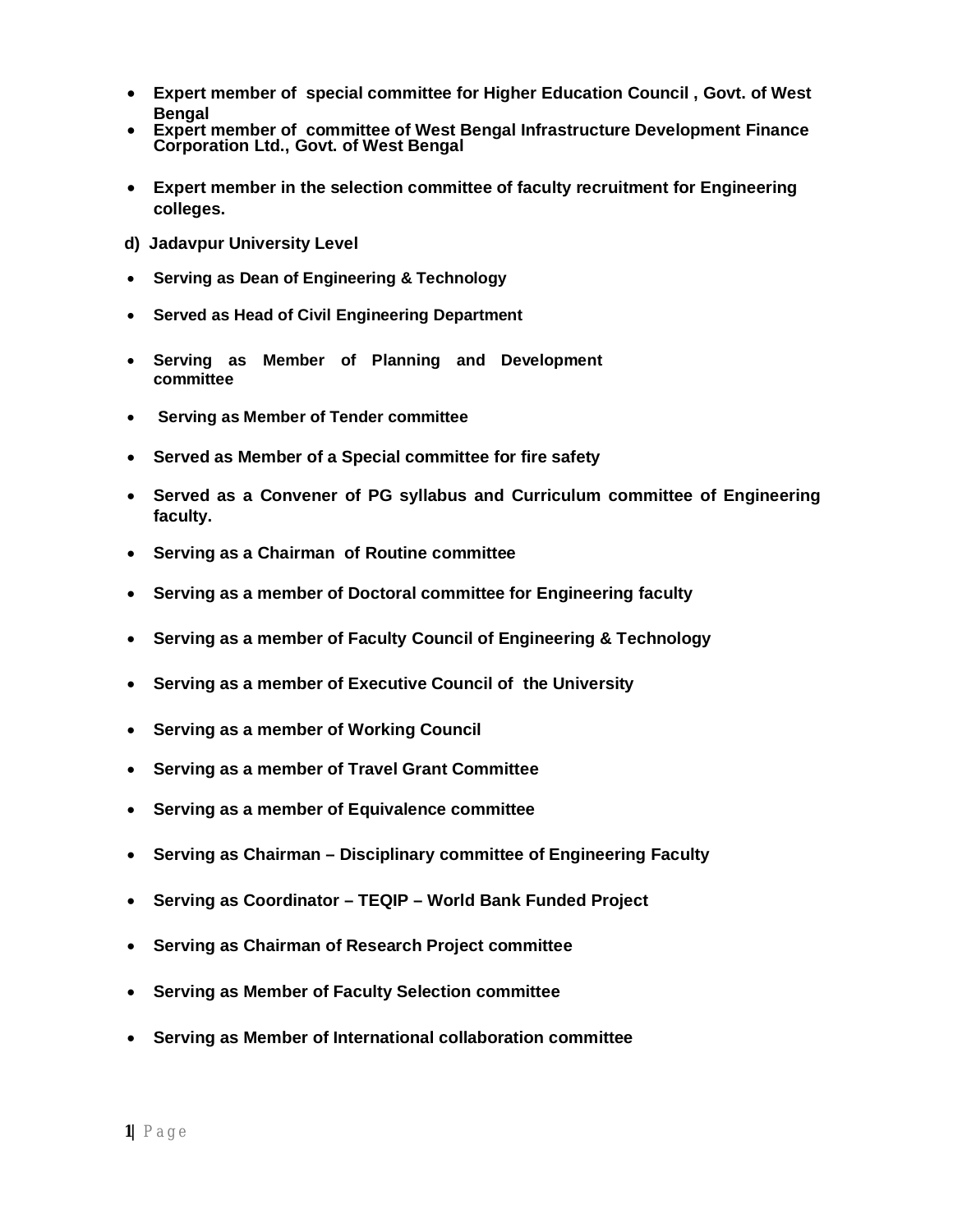- **Expert member of special committee for Higher Education Council , Govt. of West Bengal**
- **Expert member of committee of West Bengal Infrastructure Development Finance Corporation Ltd., Govt. of West Bengal**
- **Expert member in the selection committee of faculty recruitment for Engineering colleges.**

**d) Jadavpur University Level**

- **Serving as Dean of Engineering & Technology**
- **Served as Head of Civil Engineering Department**
- **Serving as Member of Planning and Development committee**
- **Serving as Member of Tender committee**
- **Served as Member of a Special committee for fire safety**
- **Served as a Convener of PG syllabus and Curriculum committee of Engineering faculty.**
- **Serving as a Chairman of Routine committee**
- **Serving as a member of Doctoral committee for Engineering faculty**
- **Serving as a member of Faculty Council of Engineering & Technology**
- **Serving as a member of Executive Council of the University**
- **Serving as a member of Working Council**
- **Serving as a member of Travel Grant Committee**
- **Serving as a member of Equivalence committee**
- **Serving as Chairman – Disciplinary committee of Engineering Faculty**
- **Serving as Coordinator – TEQIP – World Bank Funded Project**
- **Serving as Chairman of Research Project committee**
- **Serving as Member of Faculty Selection committee**
- **Serving as Member of International collaboration committee**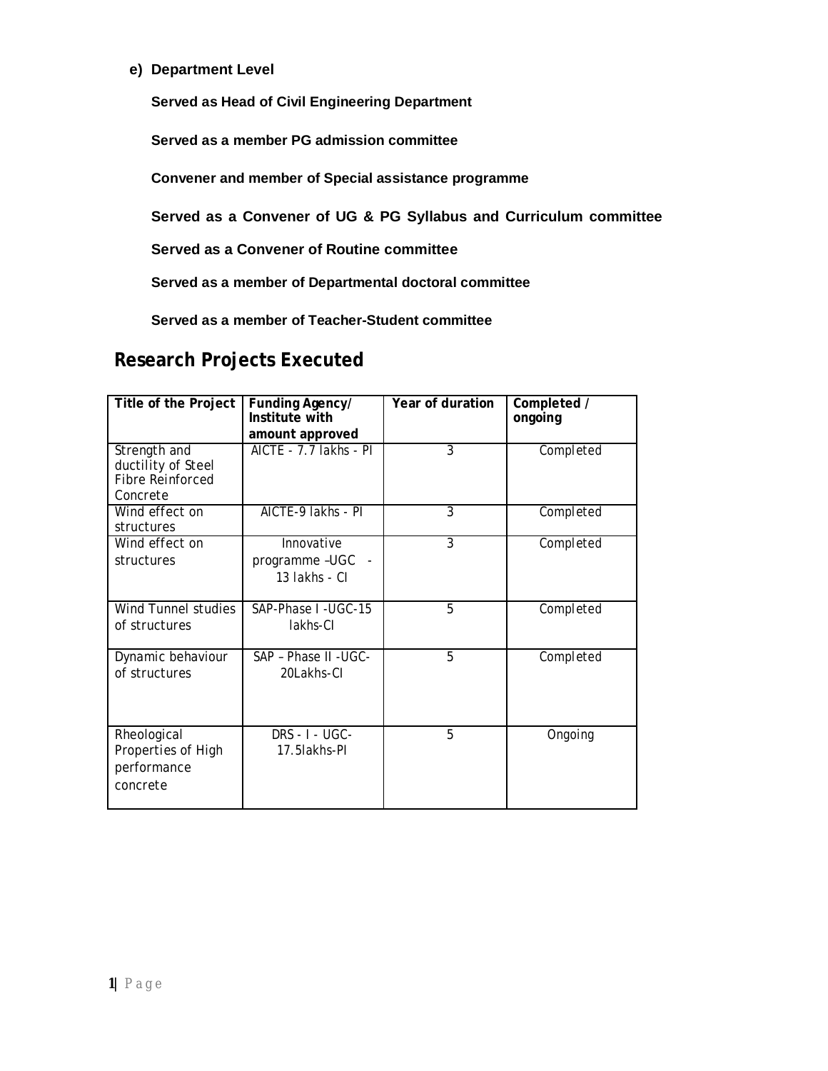**e) Department Level**

**Served as Head of Civil Engineering Department**

**Served as a member PG admission committee**

**Convener and member of Special assistance programme**

**Served as a Convener of UG & PG Syllabus and Curriculum committee**

**Served as a Convener of Routine committee**

**Served as a member of Departmental doctoral committee**

**Served as a member of Teacher-Student committee**

## Research Projects Executed

| Title of the Project | Funding Agency/ Institute with amount approved | Year of duration | Completed / ongoing |
|---|---|---|---|
| Strength and ductility of Steel Fibre Reinforced Concrete | AICTE - 7.7 lakhs - PI | 3 | Completed |
| Wind effect on structures | AICTE-9 lakhs - PI | 3 | Completed |
| Wind effect on structures | Innovative programme –UGC - 13 lakhs - CI | 3 | Completed |
| Wind Tunnel studies of structures | SAP-Phase I -UGC-15 lakhs-CI | 5 | Completed |
| Dynamic behaviour of structures | SAP – Phase II -UGC-20Lakhs-CI | 5 | Completed |
| Rheological Properties of High performance concrete | DRS - I - UGC-17.5lakhs-PI | 5 | Ongoing |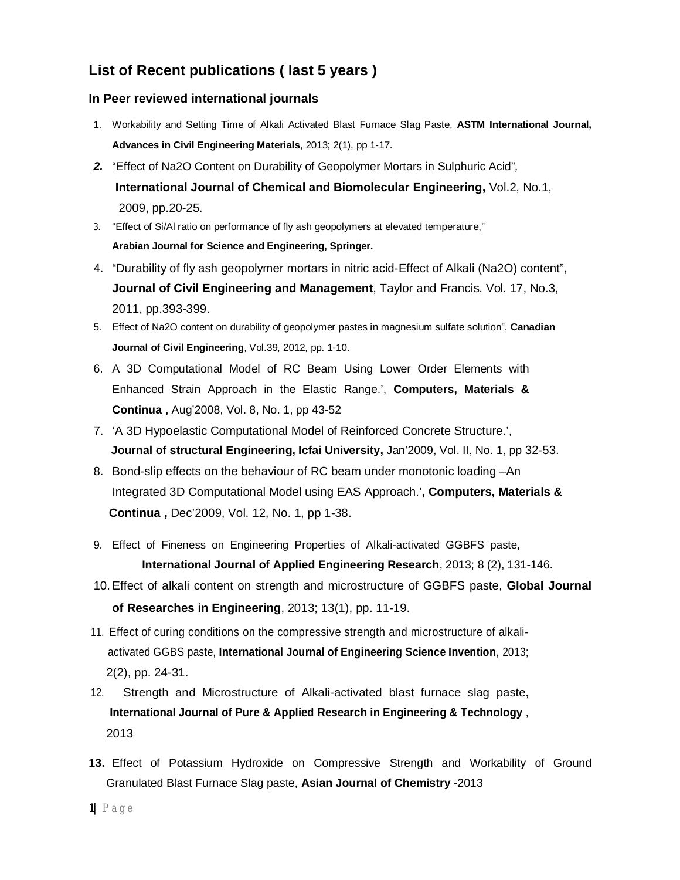## List of Recent publications ( last 5 years )

### In Peer reviewed international journals

1. Workability and Setting Time of Alkali Activated Blast Furnace Slag Paste, **ASTM International Journal, Advances in Civil Engineering Materials**, 2013; 2(1), pp 1-17.
2. "Effect of $Na_2O$ Content on Durability of Geopolymer Mortars in Sulphuric Acid", **International Journal of Chemical and Biomolecular Engineering,** Vol.2, No.1, 2009, pp.20-25.
3. "Effect of Si/Al ratio on performance of fly ash geopolymers at elevated temperature," **Arabian Journal for Science and Engineering, Springer.**
4. "Durability of fly ash geopolymer mortars in nitric acid-Effect of Alkali ($Na_2O$) content", **Journal of Civil Engineering and Management**, Taylor and Francis. Vol. 17, No.3, 2011, pp.393-399.
5. Effect of $Na_2O$ content on durability of geopolymer pastes in magnesium sulfate solution", **Canadian Journal of Civil Engineering**, Vol.39, 2012, pp. 1-10.
6. A 3D Computational Model of RC Beam Using Lower Order Elements with Enhanced Strain Approach in the Elastic Range.', **Computers, Materials & Continua ,** Aug'2008, Vol. 8, No. 1, pp 43-52
7. 'A 3D Hypoelastic Computational Model of Reinforced Concrete Structure.', **Journal of structural Engineering, Icfai University,** Jan'2009, Vol. II, No. 1, pp 32-53.
8. Bond-slip effects on the behaviour of RC beam under monotonic loading –An Integrated 3D Computational Model using EAS Approach.'**, Computers, Materials & Continua ,** Dec'2009, Vol. 12, No. 1, pp 1-38.
9. Effect of Fineness on Engineering Properties of Alkali-activated GGBFS paste, **International Journal of Applied Engineering Research**, 2013; 8 (2), 131-146.
10. Effect of alkali content on strength and microstructure of GGBFS paste, **Global Journal of Researches in Engineering**, 2013; 13(1), pp. 11-19.
11. Effect of curing conditions on the compressive strength and microstructure of alkali-activated GGBS paste, **International Journal of Engineering Science Invention**, 2013; 2(2), pp. 24-31.
12. Strength and Microstructure of Alkali-activated blast furnace slag paste**, International Journal of Pure & Applied Research in Engineering & Technology** , 2013
13. Effect of Potassium Hydroxide on Compressive Strength and Workability of Ground Granulated Blast Furnace Slag paste, **Asian Journal of Chemistry** -2013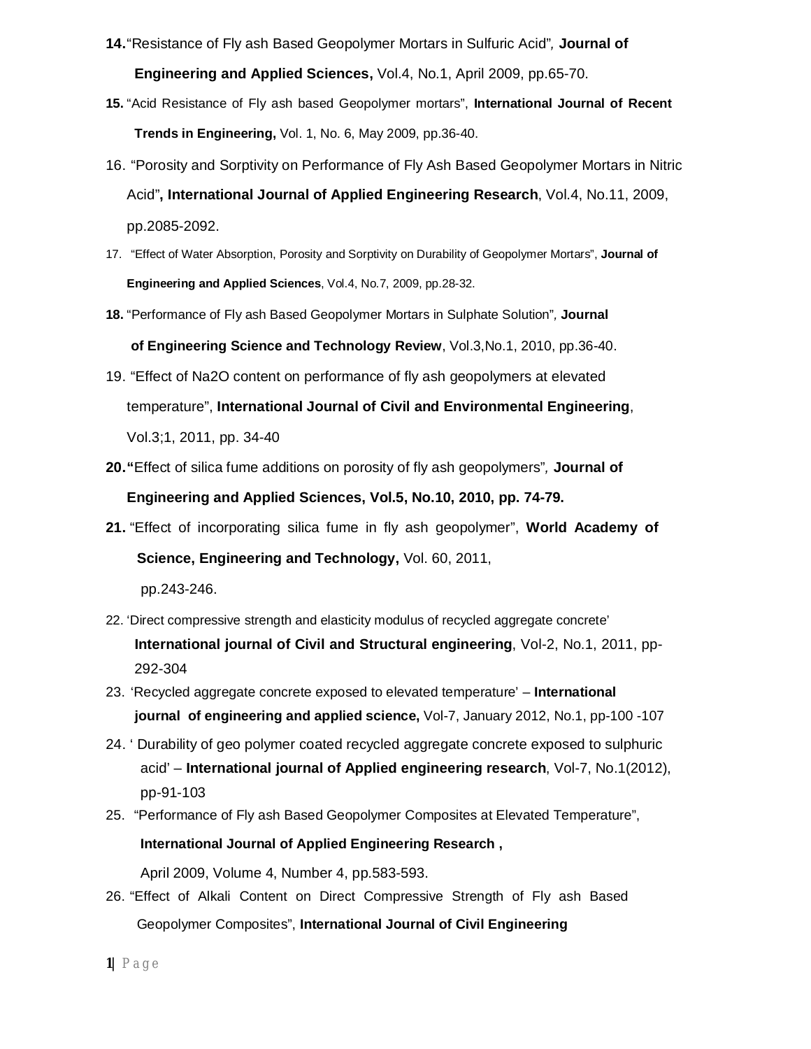14. "Resistance of Fly ash Based Geopolymer Mortars in Sulfuric Acid", **Journal of Engineering and Applied Sciences,** Vol.4, No.1, April 2009, pp.65-70.

15. "Acid Resistance of Fly ash based Geopolymer mortars", **International Journal of Recent Trends in Engineering,** Vol. 1, No. 6, May 2009, pp.36-40.

16. "Porosity and Sorptivity on Performance of Fly Ash Based Geopolymer Mortars in Nitric Acid"**, International Journal of Applied Engineering Research**, Vol.4, No.11, 2009, pp.2085-2092.

17. "Effect of Water Absorption, Porosity and Sorptivity on Durability of Geopolymer Mortars", **Journal of Engineering and Applied Sciences**, Vol.4, No.7, 2009, pp.28-32.

18. "Performance of Fly ash Based Geopolymer Mortars in Sulphate Solution", **Journal of Engineering Science and Technology Review**, Vol.3,No.1, 2010, pp.36-40.

19. "Effect of Na2O content on performance of fly ash geopolymers at elevated temperature", **International Journal of Civil and Environmental Engineering**, Vol.3;1, 2011, pp. 34-40

20. "Effect of silica fume additions on porosity of fly ash geopolymers", **Journal of Engineering and Applied Sciences, Vol.5, No.10, 2010, pp. 74-79.**

21. "Effect of incorporating silica fume in fly ash geopolymer", **World Academy of Science, Engineering and Technology,** Vol. 60, 2011, pp.243-246.

22. 'Direct compressive strength and elasticity modulus of recycled aggregate concrete' **International journal of Civil and Structural engineering**, Vol-2, No.1, 2011, pp-292-304

23. 'Recycled aggregate concrete exposed to elevated temperature' – **International journal of engineering and applied science,** Vol-7, January 2012, No.1, pp-100 -107

24. ' Durability of geo polymer coated recycled aggregate concrete exposed to sulphuric acid' – **International journal of Applied engineering research**, Vol-7, No.1(2012), pp-91-103

25. "Performance of Fly ash Based Geopolymer Composites at Elevated Temperature", **International Journal of Applied Engineering Research ,** April 2009, Volume 4, Number 4, pp.583-593.

26. "Effect of Alkali Content on Direct Compressive Strength of Fly ash Based Geopolymer Composites", **International Journal of Civil Engineering**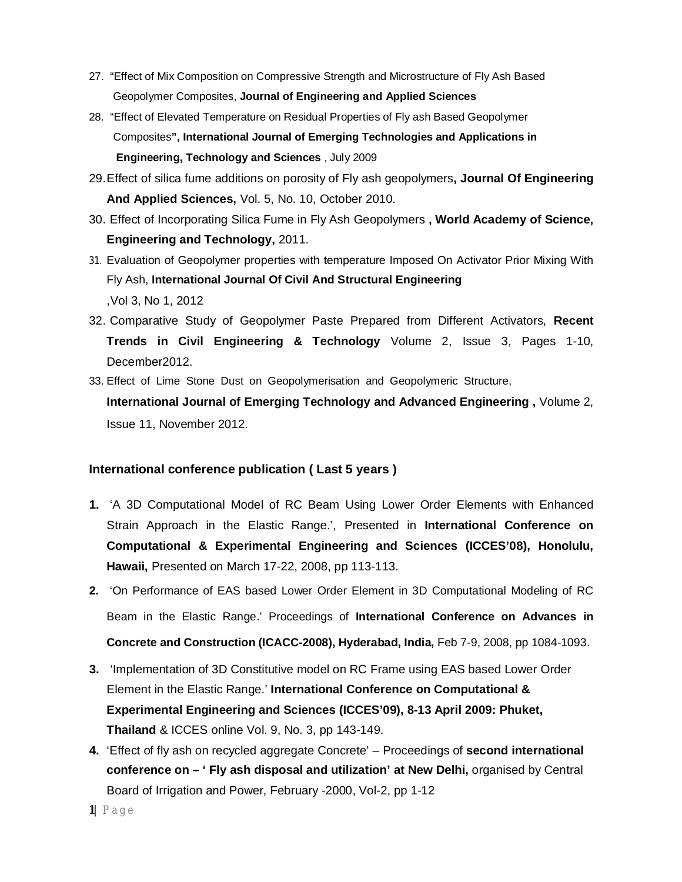27. "Effect of Mix Composition on Compressive Strength and Microstructure of Fly Ash Based Geopolymer Composites, **Journal of Engineering and Applied Sciences**
28. "Effect of Elevated Temperature on Residual Properties of Fly ash Based Geopolymer Composites**", International Journal of Emerging Technologies and Applications in Engineering, Technology and Sciences** , July 2009
29. Effect of silica fume additions on porosity of Fly ash geopolymers**, Journal Of Engineering And Applied Sciences,** Vol. 5, No. 10, October 2010.
30. Effect of Incorporating Silica Fume in Fly Ash Geopolymers **, World Academy of Science, Engineering and Technology,** 2011.
31. Evaluation of Geopolymer properties with temperature Imposed On Activator Prior Mixing With Fly Ash, **International Journal Of Civil And Structural Engineering** ,Vol 3, No 1, 2012
32. Comparative Study of Geopolymer Paste Prepared from Different Activators, **Recent Trends in Civil Engineering & Technology** Volume 2, Issue 3, Pages 1-10, December2012.
33. Effect of Lime Stone Dust on Geopolymerisation and Geopolymeric Structure, **International Journal of Emerging Technology and Advanced Engineering ,** Volume 2, Issue 11, November 2012.

### International conference publication ( Last 5 years )

1. 'A 3D Computational Model of RC Beam Using Lower Order Elements with Enhanced Strain Approach in the Elastic Range.', Presented in **International Conference on Computational & Experimental Engineering and Sciences (ICCES'08), Honolulu, Hawaii,** Presented on March 17-22, 2008, pp 113-113.
2. 'On Performance of EAS based Lower Order Element in 3D Computational Modeling of RC Beam in the Elastic Range.' Proceedings of **International Conference on Advances in Concrete and Construction (ICACC-2008), Hyderabad, India,** Feb 7-9, 2008, pp 1084-1093.
3. 'Implementation of 3D Constitutive model on RC Frame using EAS based Lower Order Element in the Elastic Range.' **International Conference on Computational & Experimental Engineering and Sciences (ICCES'09), 8-13 April 2009: Phuket, Thailand** & ICCES online Vol. 9, No. 3, pp 143-149.
4. 'Effect of fly ash on recycled aggregate Concrete' – Proceedings of **second international conference on – ' Fly ash disposal and utilization' at New Delhi,** organised by Central Board of Irrigation and Power, February -2000, Vol-2, pp 1-12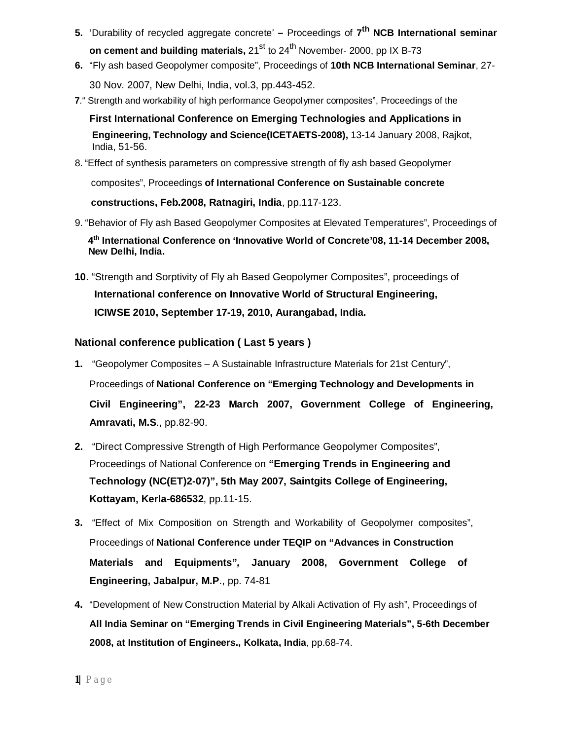5. 'Durability of recycled aggregate concrete' **–** Proceedings of **7th NCB International seminar on cement and building materials,** 21st to 24th November- 2000, pp IX B-73
6. "Fly ash based Geopolymer composite", Proceedings of **10th NCB International Seminar**, 27-30 Nov. 2007, New Delhi, India, vol.3, pp.443-452.
7. " Strength and workability of high performance Geopolymer composites", Proceedings of the **First International Conference on Emerging Technologies and Applications in Engineering, Technology and Science(ICETAETS-2008),** 13-14 January 2008, Rajkot, India, 51-56.
8. "Effect of synthesis parameters on compressive strength of fly ash based Geopolymer composites", Proceedings **of International Conference on Sustainable concrete constructions, Feb.2008, Ratnagiri, India**, pp.117-123.
9. "Behavior of Fly ash Based Geopolymer Composites at Elevated Temperatures", Proceedings of **4th International Conference on 'Innovative World of Concrete'08, 11-14 December 2008, New Delhi, India.**
10. "Strength and Sorptivity of Fly ah Based Geopolymer Composites", proceedings of **International conference on Innovative World of Structural Engineering, ICIWSE 2010, September 17-19, 2010, Aurangabad, India.**

### National conference publication ( Last 5 years )

1. "Geopolymer Composites – A Sustainable Infrastructure Materials for 21st Century", Proceedings of **National Conference on "Emerging Technology and Developments in Civil Engineering", 22-23 March 2007, Government College of Engineering, Amravati, M.S**., pp.82-90.
2. "Direct Compressive Strength of High Performance Geopolymer Composites", Proceedings of National Conference on **"Emerging Trends in Engineering and Technology (NC(ET)2-07)", 5th May 2007, Saintgits College of Engineering, Kottayam, Kerla-686532**, pp.11-15.
3. "Effect of Mix Composition on Strength and Workability of Geopolymer composites", Proceedings of **National Conference under TEQIP on "Advances in Construction Materials and Equipments", January 2008, Government College of Engineering, Jabalpur, M.P**., pp. 74-81
4. "Development of New Construction Material by Alkali Activation of Fly ash", Proceedings of **All India Seminar on "Emerging Trends in Civil Engineering Materials", 5-6th December 2008, at Institution of Engineers., Kolkata, India**, pp.68-74.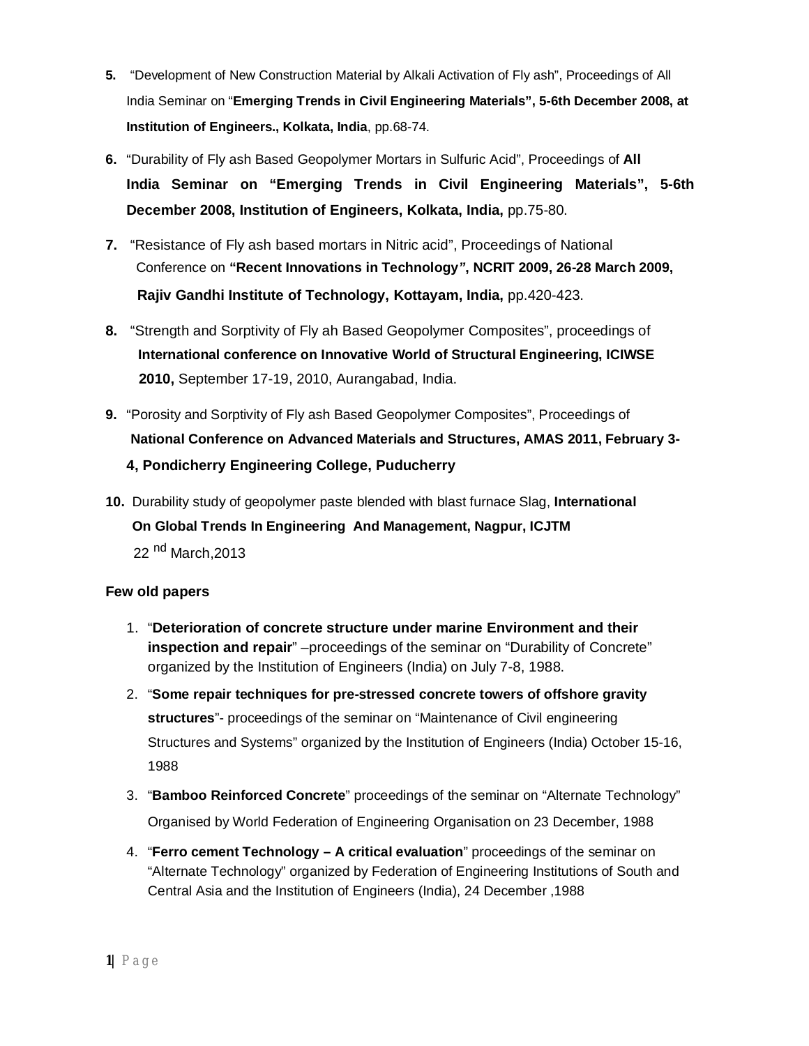5. "Development of New Construction Material by Alkali Activation of Fly ash", Proceedings of All India Seminar on "**Emerging Trends in Civil Engineering Materials", 5-6th December 2008, at Institution of Engineers., Kolkata, India**, pp.68-74.

6. "Durability of Fly ash Based Geopolymer Mortars in Sulfuric Acid", Proceedings of **All India Seminar on "Emerging Trends in Civil Engineering Materials", 5-6th December 2008, Institution of Engineers, Kolkata, India,** pp.75-80.

7. "Resistance of Fly ash based mortars in Nitric acid", Proceedings of National Conference on **"Recent Innovations in Technology", NCRIT 2009, 26-28 March 2009, Rajiv Gandhi Institute of Technology, Kottayam, India,** pp.420-423.

8. "Strength and Sorptivity of Fly ah Based Geopolymer Composites", proceedings of **International conference on Innovative World of Structural Engineering, ICIWSE 2010,** September 17-19, 2010, Aurangabad, India.

9. "Porosity and Sorptivity of Fly ash Based Geopolymer Composites", Proceedings of **National Conference on Advanced Materials and Structures, AMAS 2011, February 3-4, Pondicherry Engineering College, Puducherry**

10. Durability study of geopolymer paste blended with blast furnace Slag, **International On Global Trends In Engineering And Management, Nagpur, ICJTM** 22 nd March,2013

**Few old papers**

1. "**Deterioration of concrete structure under marine Environment and their inspection and repair**" –proceedings of the seminar on "Durability of Concrete" organized by the Institution of Engineers (India) on July 7-8, 1988.
2. "**Some repair techniques for pre-stressed concrete towers of offshore gravity structures**"- proceedings of the seminar on "Maintenance of Civil engineering Structures and Systems" organized by the Institution of Engineers (India) October 15-16, 1988
3. "**Bamboo Reinforced Concrete**" proceedings of the seminar on "Alternate Technology" Organised by World Federation of Engineering Organisation on 23 December, 1988
4. "**Ferro cement Technology – A critical evaluation**" proceedings of the seminar on "Alternate Technology" organized by Federation of Engineering Institutions of South and Central Asia and the Institution of Engineers (India), 24 December ,1988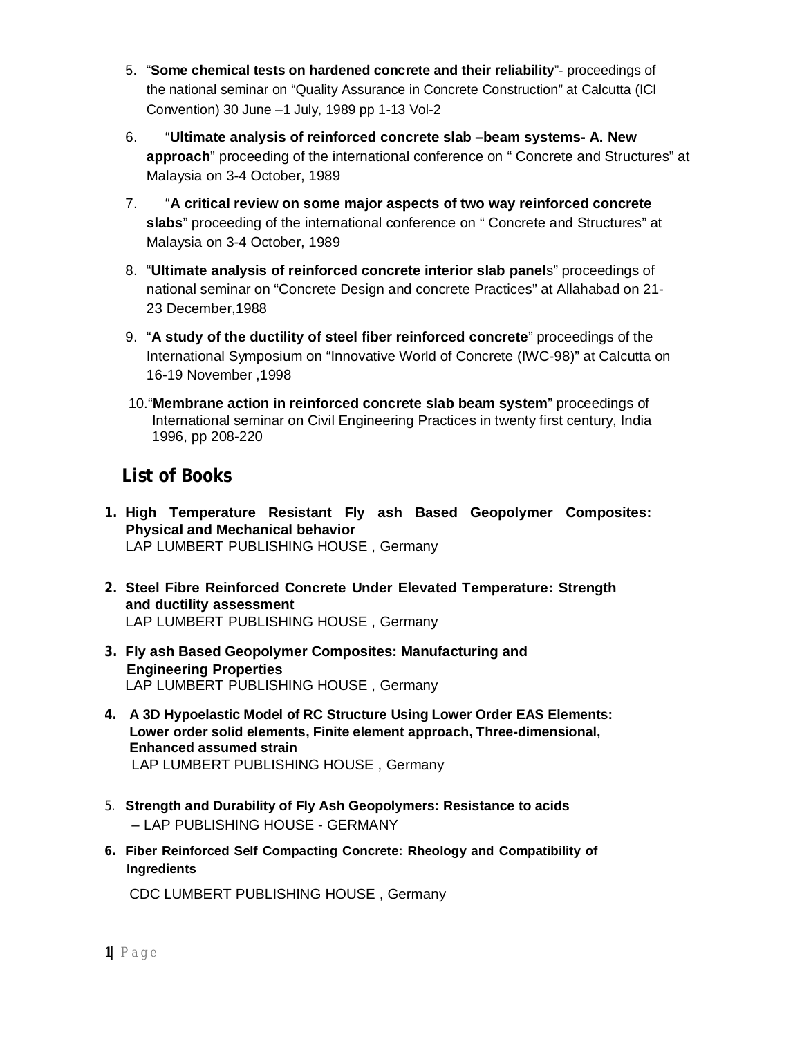5. "**Some chemical tests on hardened concrete and their reliability**"- proceedings of the national seminar on "Quality Assurance in Concrete Construction" at Calcutta (ICI Convention) 30 June –1 July, 1989 pp 1-13 Vol-2
6. "**Ultimate analysis of reinforced concrete slab –beam systems- A. New approach**" proceeding of the international conference on " Concrete and Structures" at Malaysia on 3-4 October, 1989
7. "**A critical review on some major aspects of two way reinforced concrete slabs**" proceeding of the international conference on " Concrete and Structures" at Malaysia on 3-4 October, 1989
8. "**Ultimate analysis of reinforced concrete interior slab panel**s" proceedings of national seminar on "Concrete Design and concrete Practices" at Allahabad on 21-23 December,1988
9. "**A study of the ductility of steel fiber reinforced concrete**" proceedings of the International Symposium on "Innovative World of Concrete (IWC-98)" at Calcutta on 16-19 November ,1998
10. "**Membrane action in reinforced concrete slab beam system**" proceedings of International seminar on Civil Engineering Practices in twenty first century, India 1996, pp 208-220

## List of Books

1. **High Temperature Resistant Fly ash Based Geopolymer Composites: Physical and Mechanical behavior**
   LAP LUMBERT PUBLISHING HOUSE , Germany
2. **Steel Fibre Reinforced Concrete Under Elevated Temperature: Strength and ductility assessment**
   LAP LUMBERT PUBLISHING HOUSE , Germany
3. **Fly ash Based Geopolymer Composites: Manufacturing and Engineering Properties**
   LAP LUMBERT PUBLISHING HOUSE , Germany
4. **A 3D Hypoelastic Model of RC Structure Using Lower Order EAS Elements: Lower order solid elements, Finite element approach, Three-dimensional, Enhanced assumed strain**
   LAP LUMBERT PUBLISHING HOUSE , Germany
5. **Strength and Durability of Fly Ash Geopolymers: Resistance to acids**
   – LAP PUBLISHING HOUSE - GERMANY
6. **Fiber Reinforced Self Compacting Concrete: Rheology and Compatibility of Ingredients**

   CDC LUMBERT PUBLISHING HOUSE , Germany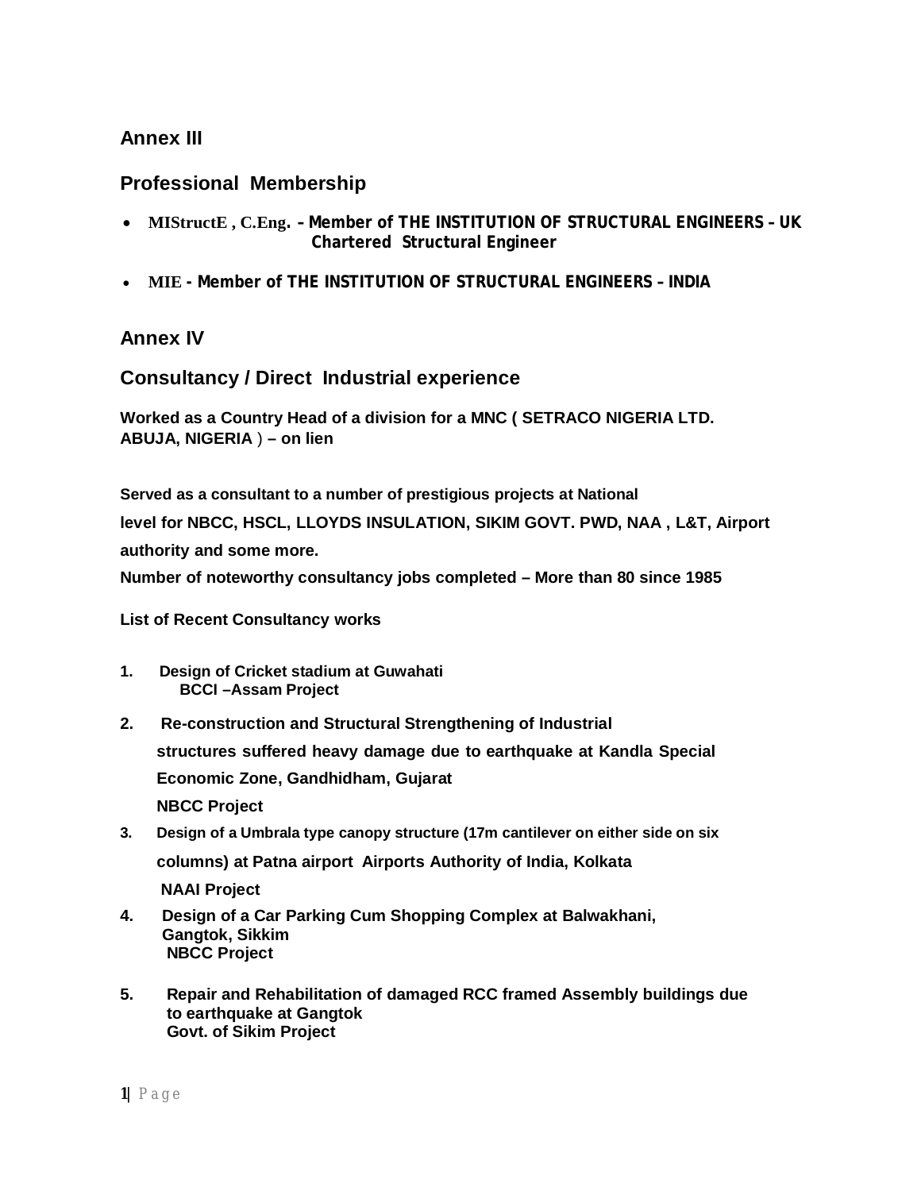## Annex III

## Professional Membership

- **MIStructE , C.Eng. – Member of THE INSTITUTION OF STRUCTURAL ENGINEERS – UK Chartered Structural Engineer**
- **MIE - Member of THE INSTITUTION OF STRUCTURAL ENGINEERS – INDIA**

## Annex IV

## Consultancy / Direct Industrial experience

**Worked as a Country Head of a division for a MNC ( SETRACO NIGERIA LTD. ABUJA, NIGERIA ) – on lien**

**Served as a consultant to a number of prestigious projects at National level for NBCC, HSCL, LLOYDS INSULATION, SIKIM GOVT. PWD, NAA , L&T, Airport authority and some more.**

**Number of noteworthy consultancy jobs completed – More than 80 since 1985**

**List of Recent Consultancy works**

1. **Design of Cricket stadium at Guwahati**
   **BCCI –Assam Project**
2. **Re-construction and Structural Strengthening of Industrial structures suffered heavy damage due to earthquake at Kandla Special Economic Zone, Gandhidham, Gujarat**
   **NBCC Project**
3. **Design of a Umbrala type canopy structure (17m cantilever on either side on six columns) at Patna airport Airports Authority of India, Kolkata**
   **NAAI Project**
4. **Design of a Car Parking Cum Shopping Complex at Balwakhani, Gangtok, Sikkim**
   **NBCC Project**
5. **Repair and Rehabilitation of damaged RCC framed Assembly buildings due to earthquake at Gangtok**
   **Govt. of Sikim Project**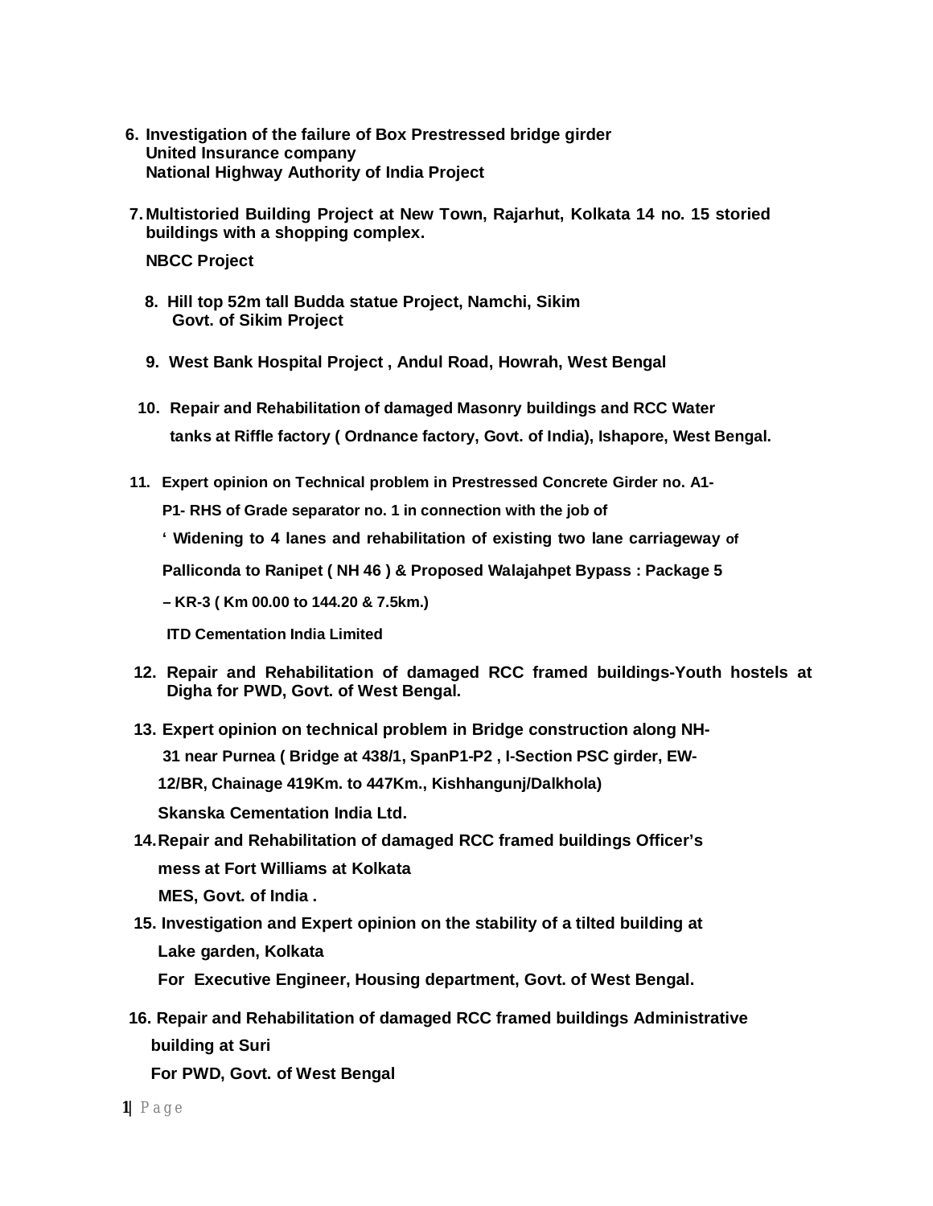6. **Investigation of the failure of Box Prestressed bridge girder**
   **United Insurance company**
   **National Highway Authority of India Project**

7. **Multistoried Building Project at New Town, Rajarhut, Kolkata 14 no. 15 storied buildings with a shopping complex.**

   **NBCC Project**

8. **Hill top 52m tall Budda statue Project, Namchi, Sikim**
   **Govt. of Sikim Project**

9. **West Bank Hospital Project , Andul Road, Howrah, West Bengal**

10. **Repair and Rehabilitation of damaged Masonry buildings and RCC Water tanks at Riffle factory ( Ordnance factory, Govt. of India), Ishapore, West Bengal.**

11. **Expert opinion on Technical problem in Prestressed Concrete Girder no. A1-P1- RHS of Grade separator no. 1 in connection with the job of**

    **' Widening to 4 lanes and rehabilitation of existing two lane carriageway of**

    **Palliconda to Ranipet ( NH 46 ) & Proposed Walajahpet Bypass : Package 5**

    **– KR-3 ( Km 00.00 to 144.20 & 7.5km.)**

    **ITD Cementation India Limited**

12. **Repair and Rehabilitation of damaged RCC framed buildings-Youth hostels at Digha for PWD, Govt. of West Bengal.**

13. **Expert opinion on technical problem in Bridge construction along NH-31 near Purnea ( Bridge at 438/1, SpanP1-P2 , I-Section PSC girder, EW-12/BR, Chainage 419Km. to 447Km., Kishhangunj/Dalkhola)**

    **Skanska Cementation India Ltd.**

14. **Repair and Rehabilitation of damaged RCC framed buildings Officer's mess at Fort Williams at Kolkata**

    **MES, Govt. of India .**

15. **Investigation and Expert opinion on the stability of a tilted building at Lake garden, Kolkata**

    **For Executive Engineer, Housing department, Govt. of West Bengal.**

16. **Repair and Rehabilitation of damaged RCC framed buildings Administrative building at Suri**

    **For PWD, Govt. of West Bengal**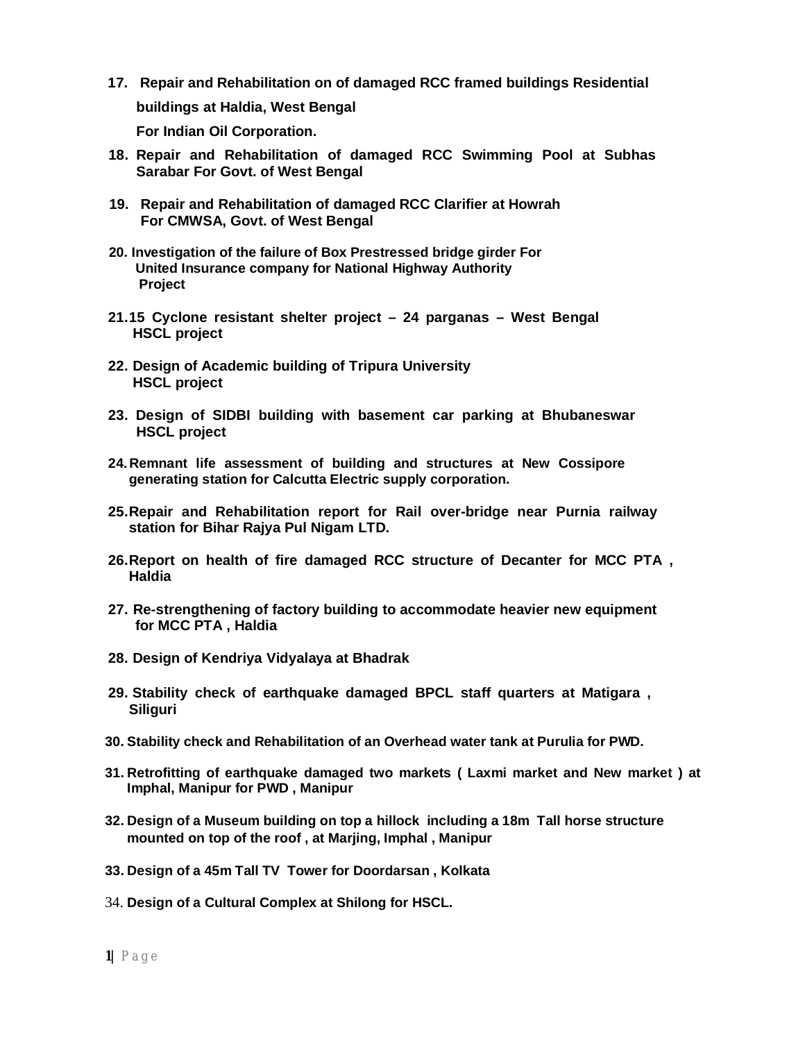17. **Repair and Rehabilitation on of damaged RCC framed buildings Residential buildings at Haldia, West Bengal**
    **For Indian Oil Corporation.**

18. **Repair and Rehabilitation of damaged RCC Swimming Pool at Subhas Sarabar For Govt. of West Bengal**

19. **Repair and Rehabilitation of damaged RCC Clarifier at Howrah For CMWSA, Govt. of West Bengal**

20. **Investigation of the failure of Box Prestressed bridge girder For United Insurance company for National Highway Authority Project**

21. **15 Cyclone resistant shelter project – 24 parganas – West Bengal HSCL project**

22. **Design of Academic building of Tripura University HSCL project**

23. **Design of SIDBI building with basement car parking at Bhubaneswar HSCL project**

24. **Remnant life assessment of building and structures at New Cossipore generating station for Calcutta Electric supply corporation.**

25. **Repair and Rehabilitation report for Rail over-bridge near Purnia railway station for Bihar Rajya Pul Nigam LTD.**

26. **Report on health of fire damaged RCC structure of Decanter for MCC PTA , Haldia**

27. **Re-strengthening of factory building to accommodate heavier new equipment for MCC PTA , Haldia**

28. **Design of Kendriya Vidyalaya at Bhadrak**

29. **Stability check of earthquake damaged BPCL staff quarters at Matigara , Siliguri**

30. **Stability check and Rehabilitation of an Overhead water tank at Purulia for PWD.**

31. **Retrofitting of earthquake damaged two markets ( Laxmi market and New market ) at Imphal, Manipur for PWD , Manipur**

32. **Design of a Museum building on top a hillock including a 18m Tall horse structure mounted on top of the roof , at Marjing, Imphal , Manipur**

33. **Design of a 45m Tall TV Tower for Doordarsan , Kolkata**

34. **Design of a Cultural Complex at Shilong for HSCL.**